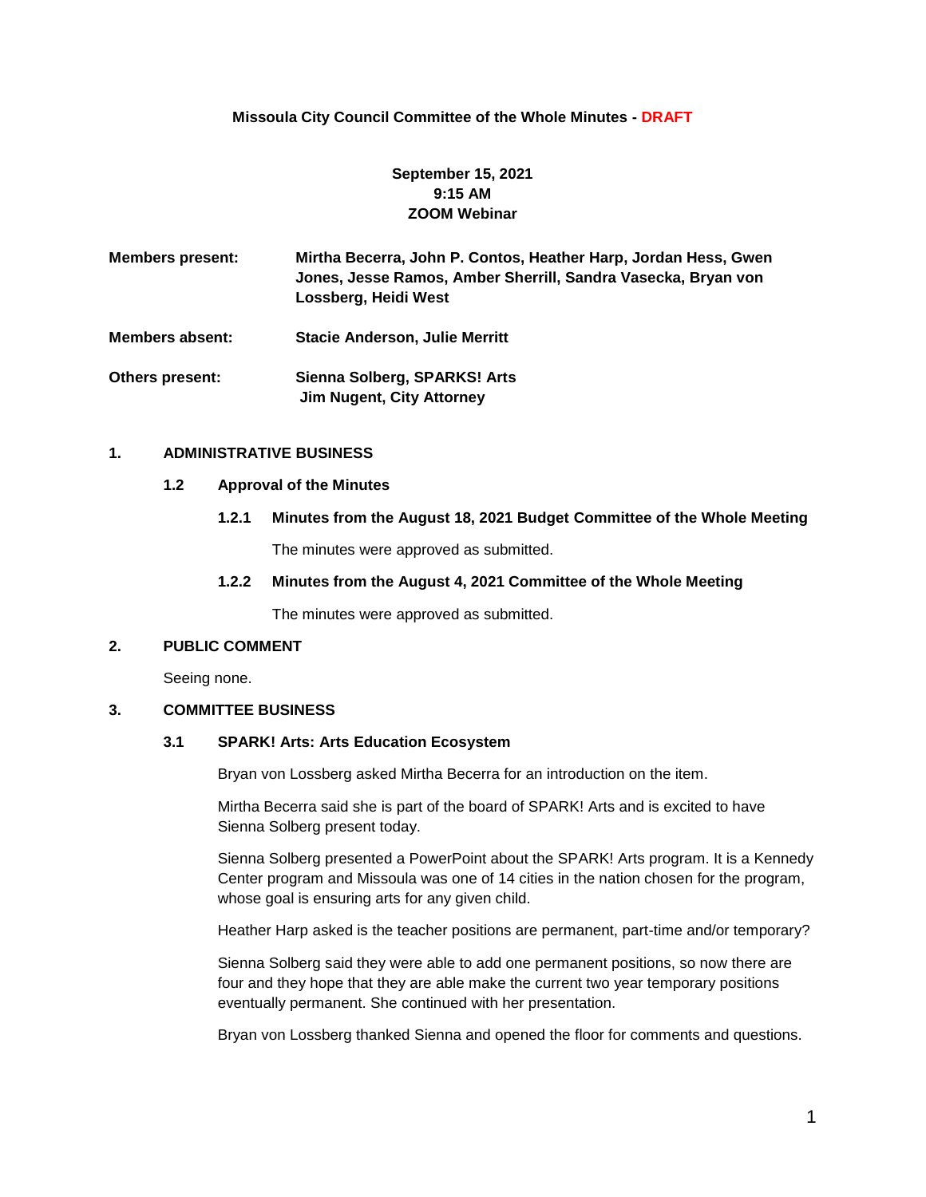**Missoula City Council Committee of the Whole Minutes - DRAFT**

**September 15, 2021**
**9:15 AM**
**ZOOM Webinar**

**Members present:** **Mirtha Becerra, John P. Contos, Heather Harp, Jordan Hess, Gwen Jones, Jesse Ramos, Amber Sherrill, Sandra Vasecka, Bryan von Lossberg, Heidi West**

**Members absent:** **Stacie Anderson, Julie Merritt**

**Others present:** **Sienna Solberg, SPARKS! Arts**
**Jim Nugent, City Attorney**

## 1. ADMINISTRATIVE BUSINESS

### 1.2 Approval of the Minutes

#### 1.2.1 Minutes from the August 18, 2021 Budget Committee of the Whole Meeting

The minutes were approved as submitted.

#### 1.2.2 Minutes from the August 4, 2021 Committee of the Whole Meeting

The minutes were approved as submitted.

## 2. PUBLIC COMMENT

Seeing none.

## 3. COMMITTEE BUSINESS

### 3.1 SPARK! Arts: Arts Education Ecosystem

Bryan von Lossberg asked Mirtha Becerra for an introduction on the item.

Mirtha Becerra said she is part of the board of SPARK! Arts and is excited to have Sienna Solberg present today.

Sienna Solberg presented a PowerPoint about the SPARK! Arts program. It is a Kennedy Center program and Missoula was one of 14 cities in the nation chosen for the program, whose goal is ensuring arts for any given child.

Heather Harp asked is the teacher positions are permanent, part-time and/or temporary?

Sienna Solberg said they were able to add one permanent positions, so now there are four and they hope that they are able make the current two year temporary positions eventually permanent. She continued with her presentation.

Bryan von Lossberg thanked Sienna and opened the floor for comments and questions.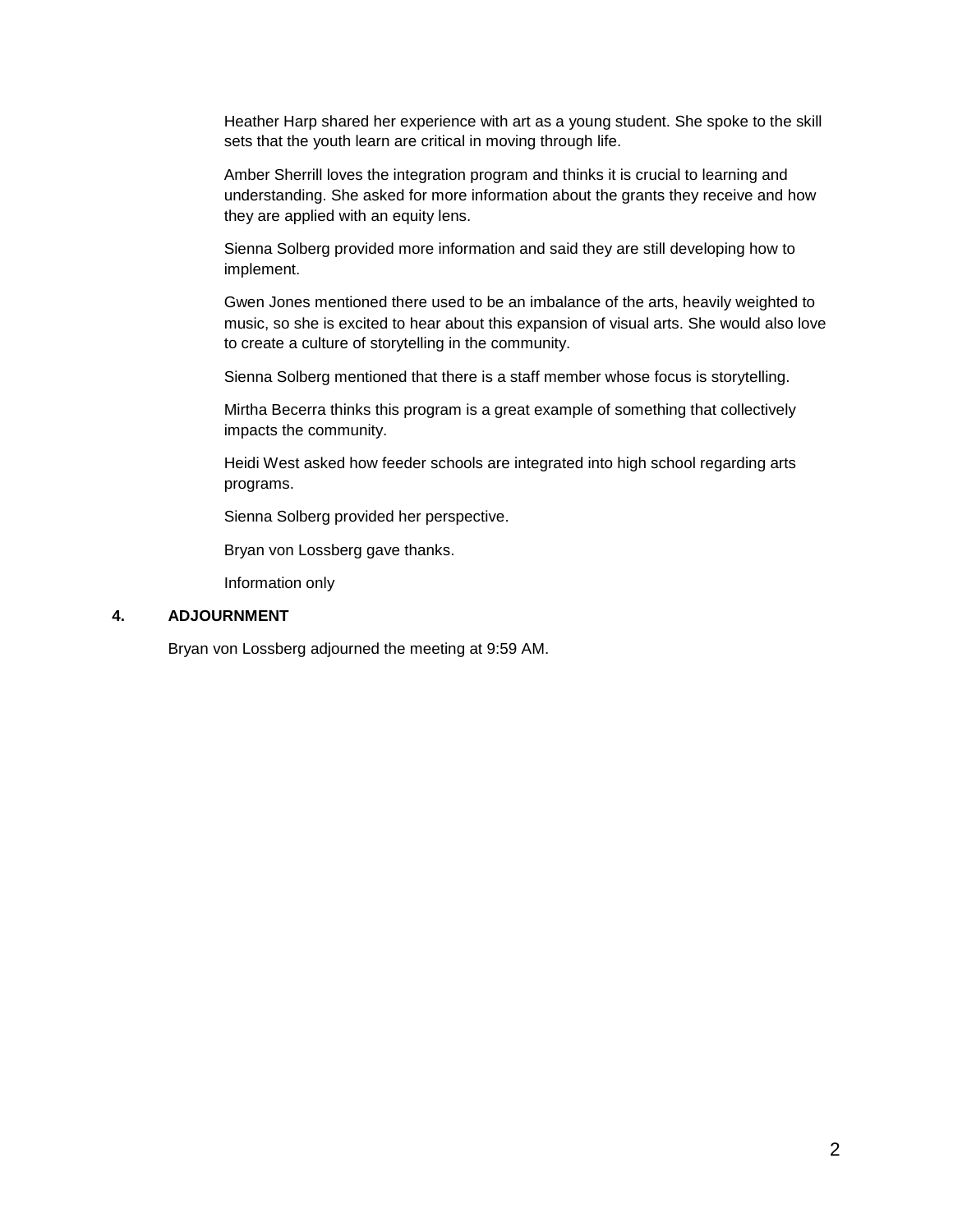Heather Harp shared her experience with art as a young student. She spoke to the skill sets that the youth learn are critical in moving through life.

Amber Sherrill loves the integration program and thinks it is crucial to learning and understanding. She asked for more information about the grants they receive and how they are applied with an equity lens.

Sienna Solberg provided more information and said they are still developing how to implement.

Gwen Jones mentioned there used to be an imbalance of the arts, heavily weighted to music, so she is excited to hear about this expansion of visual arts. She would also love to create a culture of storytelling in the community.

Sienna Solberg mentioned that there is a staff member whose focus is storytelling.

Mirtha Becerra thinks this program is a great example of something that collectively impacts the community.

Heidi West asked how feeder schools are integrated into high school regarding arts programs.

Sienna Solberg provided her perspective.

Bryan von Lossberg gave thanks.

Information only

**4. ADJOURNMENT**

Bryan von Lossberg adjourned the meeting at 9:59 AM.